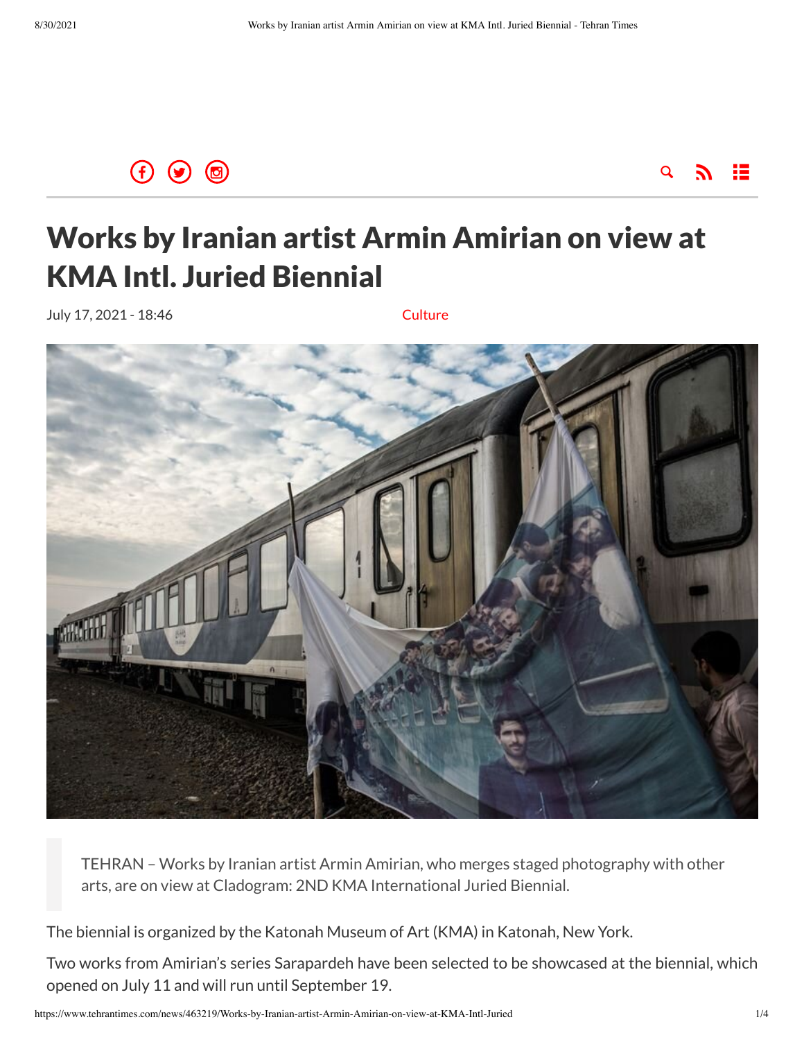# Works by Iranian artist Armin Amirian on view at KMA Intl. Juried Biennial

July 17, 2021 - 18:46

Culture

> TEHRAN – Works by Iranian artist Armin Amirian, who merges staged photography with other arts, are on view at Cladogram: 2ND KMA International Juried Biennial.

The biennial is organized by the Katonah Museum of Art (KMA) in Katonah, New York.

Two works from Amirian's series Sarapardeh have been selected to be showcased at the biennial, which opened on July 11 and will run until September 19.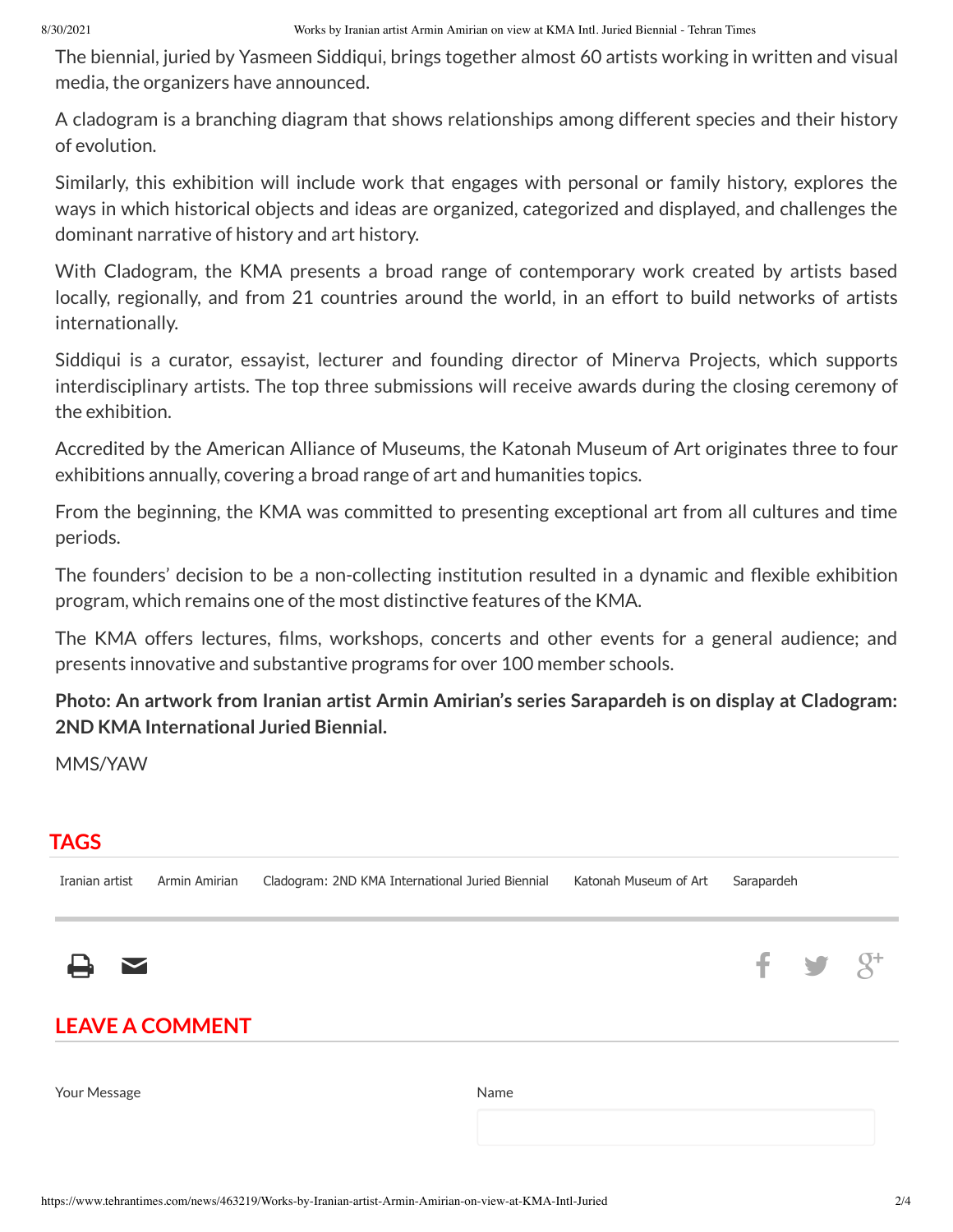The biennial, juried by Yasmeen Siddiqui, brings together almost 60 artists working in written and visual media, the organizers have announced.

A cladogram is a branching diagram that shows relationships among different species and their history of evolution.

Similarly, this exhibition will include work that engages with personal or family history, explores the ways in which historical objects and ideas are organized, categorized and displayed, and challenges the dominant narrative of history and art history.

With Cladogram, the KMA presents a broad range of contemporary work created by artists based locally, regionally, and from 21 countries around the world, in an effort to build networks of artists internationally.

Siddiqui is a curator, essayist, lecturer and founding director of Minerva Projects, which supports interdisciplinary artists. The top three submissions will receive awards during the closing ceremony of the exhibition.

Accredited by the American Alliance of Museums, the Katonah Museum of Art originates three to four exhibitions annually, covering a broad range of art and humanities topics.

From the beginning, the KMA was committed to presenting exceptional art from all cultures and time periods.

The founders' decision to be a non-collecting institution resulted in a dynamic and flexible exhibition program, which remains one of the most distinctive features of the KMA.

The KMA offers lectures, films, workshops, concerts and other events for a general audience; and presents innovative and substantive programs for over 100 member schools.

**Photo: An artwork from Iranian artist Armin Amirian's series Sarapardeh is on display at Cladogram: 2ND KMA International Juried Biennial.**

MMS/YAW

## TAGS

Iranian artist Armin Amirian Cladogram: 2ND KMA International Juried Biennial Katonah Museum of Art Sarapardeh

## LEAVE A COMMENT

Your Message

Name